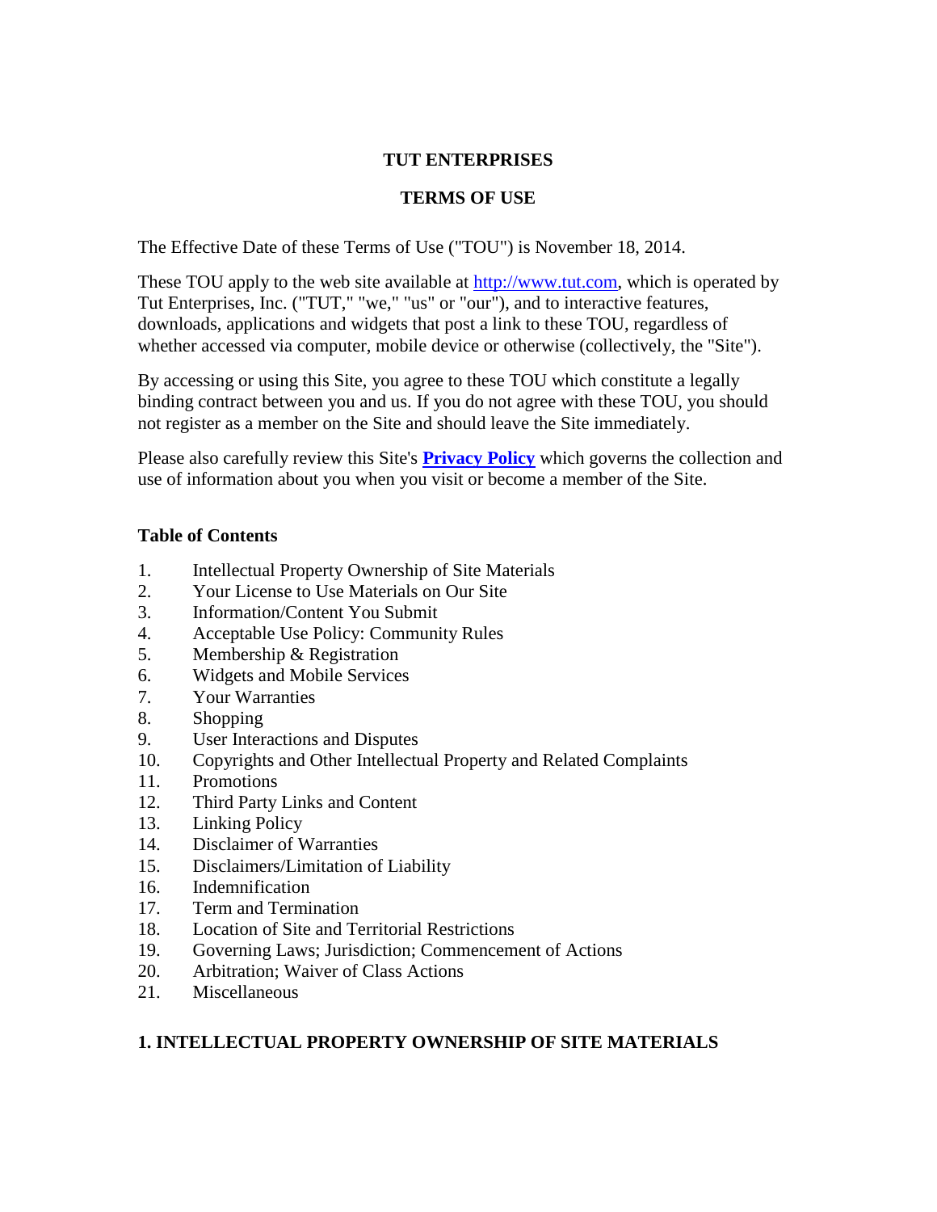# TUT ENTERPRISES

## TERMS OF USE

The Effective Date of these Terms of Use ("TOU") is November 18, 2014.

These TOU apply to the web site available at [http://www.tut.com](http://www.tut.com), which is operated by Tut Enterprises, Inc. ("TUT," "we," "us" or "our"), and to interactive features, downloads, applications and widgets that post a link to these TOU, regardless of whether accessed via computer, mobile device or otherwise (collectively, the "Site").

By accessing or using this Site, you agree to these TOU which constitute a legally binding contract between you and us. If you do not agree with these TOU, you should not register as a member on the Site and should leave the Site immediately.

Please also carefully review this Site's **[Privacy Policy]()** which governs the collection and use of information about you when you visit or become a member of the Site.

**Table of Contents**

1. Intellectual Property Ownership of Site Materials
2. Your License to Use Materials on Our Site
3. Information/Content You Submit
4. Acceptable Use Policy: Community Rules
5. Membership & Registration
6. Widgets and Mobile Services
7. Your Warranties
8. Shopping
9. User Interactions and Disputes
10. Copyrights and Other Intellectual Property and Related Complaints
11. Promotions
12. Third Party Links and Content
13. Linking Policy
14. Disclaimer of Warranties
15. Disclaimers/Limitation of Liability
16. Indemnification
17. Term and Termination
18. Location of Site and Territorial Restrictions
19. Governing Laws; Jurisdiction; Commencement of Actions
20. Arbitration; Waiver of Class Actions
21. Miscellaneous

### 1. INTELLECTUAL PROPERTY OWNERSHIP OF SITE MATERIALS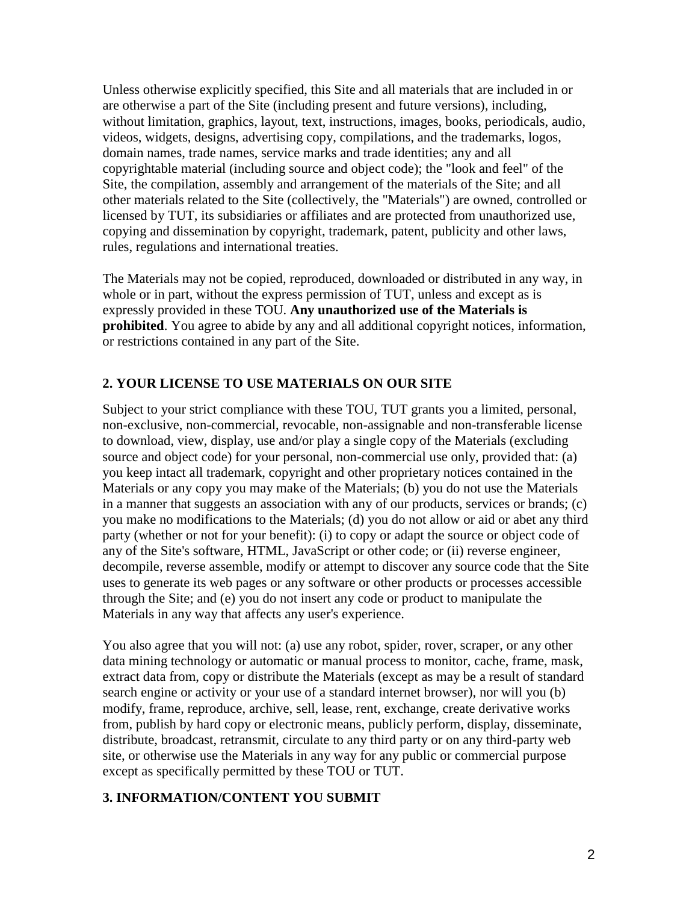Unless otherwise explicitly specified, this Site and all materials that are included in or are otherwise a part of the Site (including present and future versions), including, without limitation, graphics, layout, text, instructions, images, books, periodicals, audio, videos, widgets, designs, advertising copy, compilations, and the trademarks, logos, domain names, trade names, service marks and trade identities; any and all copyrightable material (including source and object code); the "look and feel" of the Site, the compilation, assembly and arrangement of the materials of the Site; and all other materials related to the Site (collectively, the "Materials") are owned, controlled or licensed by TUT, its subsidiaries or affiliates and are protected from unauthorized use, copying and dissemination by copyright, trademark, patent, publicity and other laws, rules, regulations and international treaties.

The Materials may not be copied, reproduced, downloaded or distributed in any way, in whole or in part, without the express permission of TUT, unless and except as is expressly provided in these TOU. **Any unauthorized use of the Materials is prohibited**. You agree to abide by any and all additional copyright notices, information, or restrictions contained in any part of the Site.

## 2. YOUR LICENSE TO USE MATERIALS ON OUR SITE

Subject to your strict compliance with these TOU, TUT grants you a limited, personal, non-exclusive, non-commercial, revocable, non-assignable and non-transferable license to download, view, display, use and/or play a single copy of the Materials (excluding source and object code) for your personal, non-commercial use only, provided that: (a) you keep intact all trademark, copyright and other proprietary notices contained in the Materials or any copy you may make of the Materials; (b) you do not use the Materials in a manner that suggests an association with any of our products, services or brands; (c) you make no modifications to the Materials; (d) you do not allow or aid or abet any third party (whether or not for your benefit): (i) to copy or adapt the source or object code of any of the Site's software, HTML, JavaScript or other code; or (ii) reverse engineer, decompile, reverse assemble, modify or attempt to discover any source code that the Site uses to generate its web pages or any software or other products or processes accessible through the Site; and (e) you do not insert any code or product to manipulate the Materials in any way that affects any user's experience.

You also agree that you will not: (a) use any robot, spider, rover, scraper, or any other data mining technology or automatic or manual process to monitor, cache, frame, mask, extract data from, copy or distribute the Materials (except as may be a result of standard search engine or activity or your use of a standard internet browser), nor will you (b) modify, frame, reproduce, archive, sell, lease, rent, exchange, create derivative works from, publish by hard copy or electronic means, publicly perform, display, disseminate, distribute, broadcast, retransmit, circulate to any third party or on any third-party web site, or otherwise use the Materials in any way for any public or commercial purpose except as specifically permitted by these TOU or TUT.

## 3. INFORMATION/CONTENT YOU SUBMIT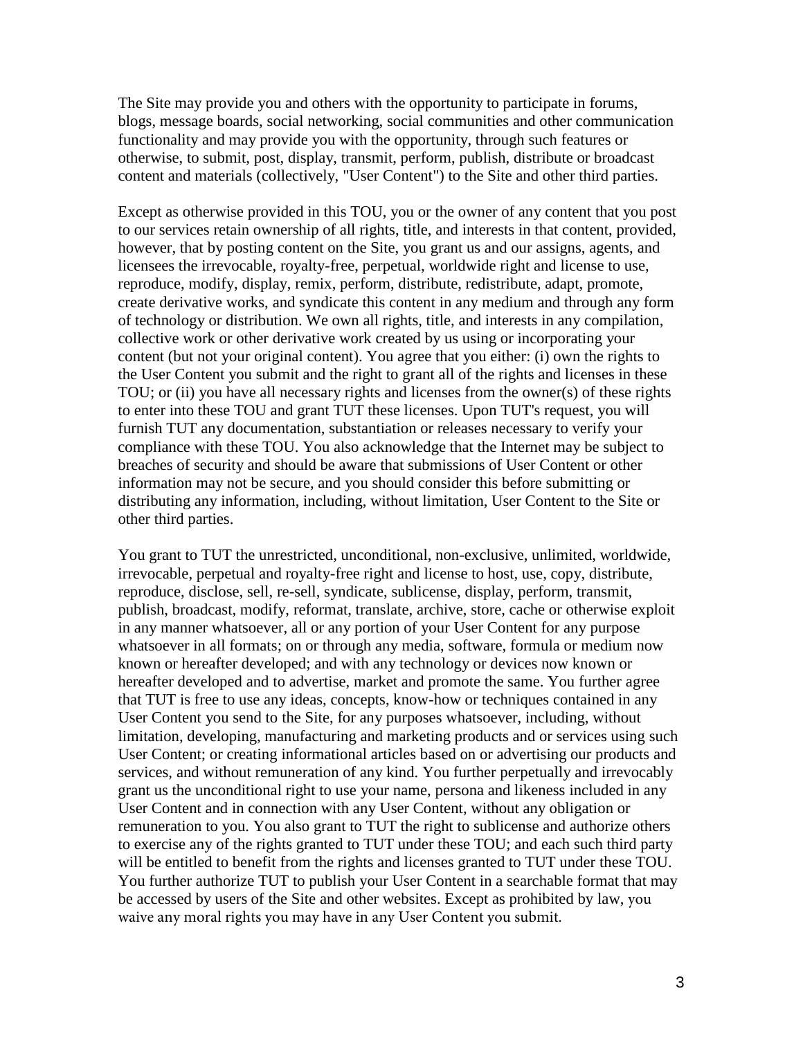The Site may provide you and others with the opportunity to participate in forums, blogs, message boards, social networking, social communities and other communication functionality and may provide you with the opportunity, through such features or otherwise, to submit, post, display, transmit, perform, publish, distribute or broadcast content and materials (collectively, "User Content") to the Site and other third parties.

Except as otherwise provided in this TOU, you or the owner of any content that you post to our services retain ownership of all rights, title, and interests in that content, provided, however, that by posting content on the Site, you grant us and our assigns, agents, and licensees the irrevocable, royalty-free, perpetual, worldwide right and license to use, reproduce, modify, display, remix, perform, distribute, redistribute, adapt, promote, create derivative works, and syndicate this content in any medium and through any form of technology or distribution. We own all rights, title, and interests in any compilation, collective work or other derivative work created by us using or incorporating your content (but not your original content). You agree that you either: (i) own the rights to the User Content you submit and the right to grant all of the rights and licenses in these TOU; or (ii) you have all necessary rights and licenses from the owner(s) of these rights to enter into these TOU and grant TUT these licenses. Upon TUT's request, you will furnish TUT any documentation, substantiation or releases necessary to verify your compliance with these TOU. You also acknowledge that the Internet may be subject to breaches of security and should be aware that submissions of User Content or other information may not be secure, and you should consider this before submitting or distributing any information, including, without limitation, User Content to the Site or other third parties.

You grant to TUT the unrestricted, unconditional, non-exclusive, unlimited, worldwide, irrevocable, perpetual and royalty-free right and license to host, use, copy, distribute, reproduce, disclose, sell, re-sell, syndicate, sublicense, display, perform, transmit, publish, broadcast, modify, reformat, translate, archive, store, cache or otherwise exploit in any manner whatsoever, all or any portion of your User Content for any purpose whatsoever in all formats; on or through any media, software, formula or medium now known or hereafter developed; and with any technology or devices now known or hereafter developed and to advertise, market and promote the same. You further agree that TUT is free to use any ideas, concepts, know-how or techniques contained in any User Content you send to the Site, for any purposes whatsoever, including, without limitation, developing, manufacturing and marketing products and or services using such User Content; or creating informational articles based on or advertising our products and services, and without remuneration of any kind. You further perpetually and irrevocably grant us the unconditional right to use your name, persona and likeness included in any User Content and in connection with any User Content, without any obligation or remuneration to you. You also grant to TUT the right to sublicense and authorize others to exercise any of the rights granted to TUT under these TOU; and each such third party will be entitled to benefit from the rights and licenses granted to TUT under these TOU. You further authorize TUT to publish your User Content in a searchable format that may be accessed by users of the Site and other websites. Except as prohibited by law, you waive any moral rights you may have in any User Content you submit.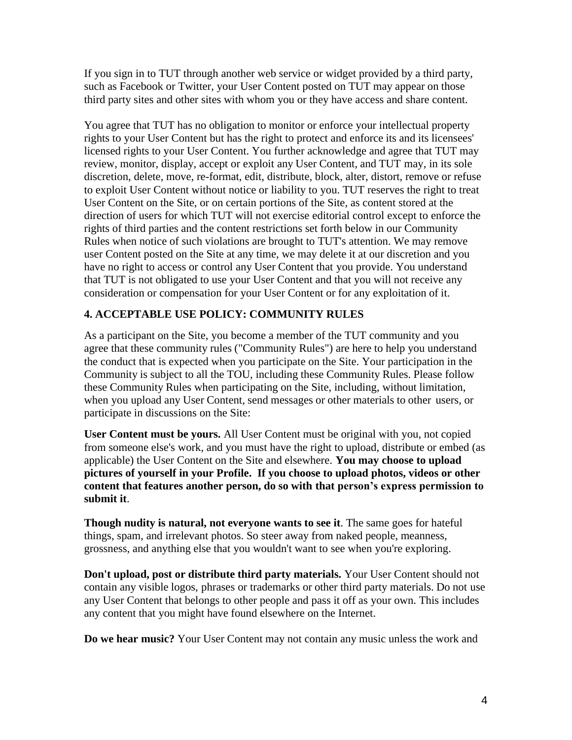If you sign in to TUT through another web service or widget provided by a third party, such as Facebook or Twitter, your User Content posted on TUT may appear on those third party sites and other sites with whom you or they have access and share content.

You agree that TUT has no obligation to monitor or enforce your intellectual property rights to your User Content but has the right to protect and enforce its and its licensees' licensed rights to your User Content. You further acknowledge and agree that TUT may review, monitor, display, accept or exploit any User Content, and TUT may, in its sole discretion, delete, move, re-format, edit, distribute, block, alter, distort, remove or refuse to exploit User Content without notice or liability to you. TUT reserves the right to treat User Content on the Site, or on certain portions of the Site, as content stored at the direction of users for which TUT will not exercise editorial control except to enforce the rights of third parties and the content restrictions set forth below in our Community Rules when notice of such violations are brought to TUT's attention. We may remove user Content posted on the Site at any time, we may delete it at our discretion and you have no right to access or control any User Content that you provide. You understand that TUT is not obligated to use your User Content and that you will not receive any consideration or compensation for your User Content or for any exploitation of it.

## 4. ACCEPTABLE USE POLICY: COMMUNITY RULES

As a participant on the Site, you become a member of the TUT community and you agree that these community rules ("Community Rules") are here to help you understand the conduct that is expected when you participate on the Site. Your participation in the Community is subject to all the TOU, including these Community Rules. Please follow these Community Rules when participating on the Site, including, without limitation, when you upload any User Content, send messages or other materials to other users, or participate in discussions on the Site:

**User Content must be yours.** All User Content must be original with you, not copied from someone else's work, and you must have the right to upload, distribute or embed (as applicable) the User Content on the Site and elsewhere. **You may choose to upload pictures of yourself in your Profile. If you choose to upload photos, videos or other content that features another person, do so with that person's express permission to submit it**.

**Though nudity is natural, not everyone wants to see it**. The same goes for hateful things, spam, and irrelevant photos. So steer away from naked people, meanness, grossness, and anything else that you wouldn't want to see when you're exploring.

**Don't upload, post or distribute third party materials.** Your User Content should not contain any visible logos, phrases or trademarks or other third party materials. Do not use any User Content that belongs to other people and pass it off as your own. This includes any content that you might have found elsewhere on the Internet.

**Do we hear music?** Your User Content may not contain any music unless the work and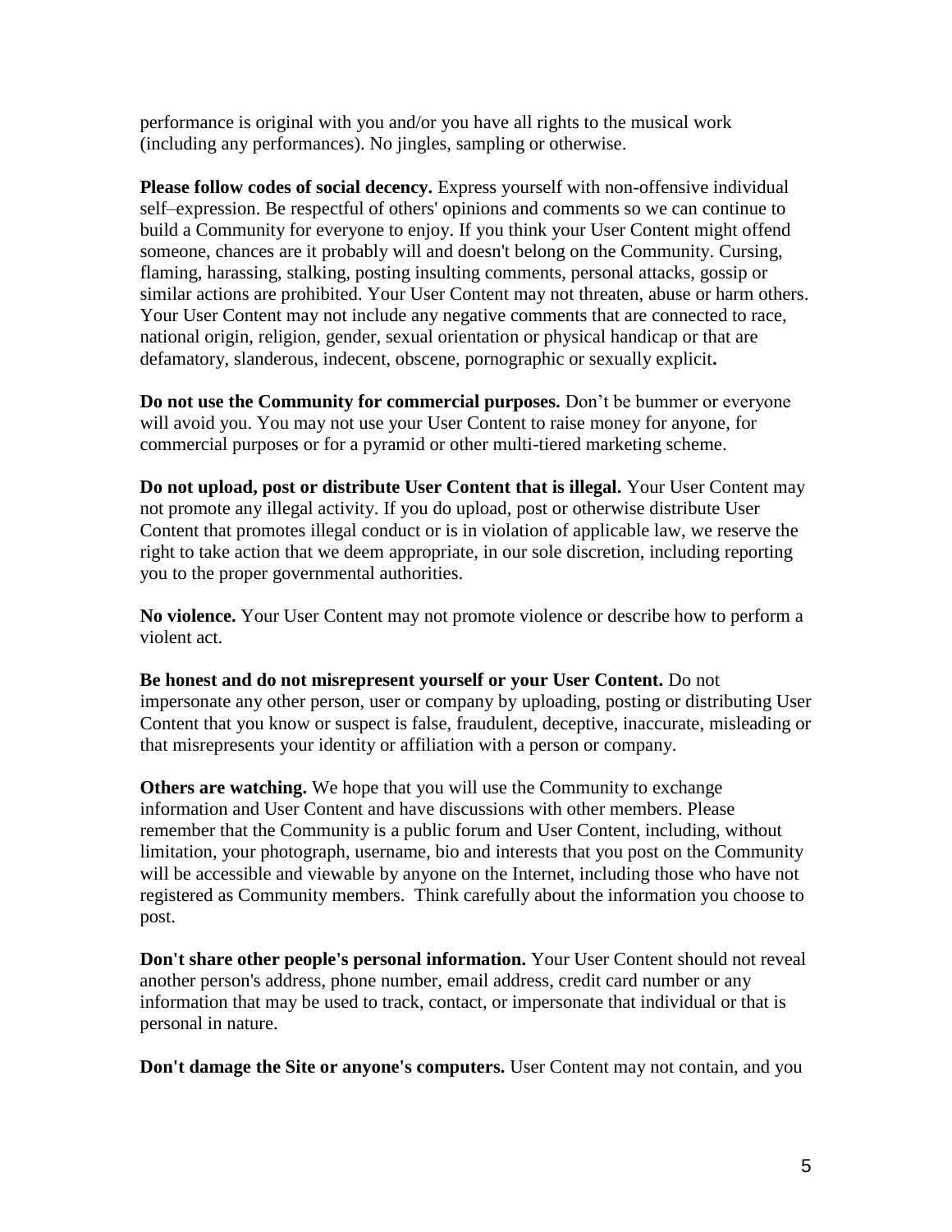performance is original with you and/or you have all rights to the musical work (including any performances). No jingles, sampling or otherwise.

**Please follow codes of social decency.** Express yourself with non-offensive individual self–expression. Be respectful of others' opinions and comments so we can continue to build a Community for everyone to enjoy. If you think your User Content might offend someone, chances are it probably will and doesn't belong on the Community. Cursing, flaming, harassing, stalking, posting insulting comments, personal attacks, gossip or similar actions are prohibited. Your User Content may not threaten, abuse or harm others. Your User Content may not include any negative comments that are connected to race, national origin, religion, gender, sexual orientation or physical handicap or that are defamatory, slanderous, indecent, obscene, pornographic or sexually explicit**.**

**Do not use the Community for commercial purposes.** Don't be bummer or everyone will avoid you. You may not use your User Content to raise money for anyone, for commercial purposes or for a pyramid or other multi-tiered marketing scheme.

**Do not upload, post or distribute User Content that is illegal.** Your User Content may not promote any illegal activity. If you do upload, post or otherwise distribute User Content that promotes illegal conduct or is in violation of applicable law, we reserve the right to take action that we deem appropriate, in our sole discretion, including reporting you to the proper governmental authorities.

**No violence.** Your User Content may not promote violence or describe how to perform a violent act.

**Be honest and do not misrepresent yourself or your User Content.** Do not impersonate any other person, user or company by uploading, posting or distributing User Content that you know or suspect is false, fraudulent, deceptive, inaccurate, misleading or that misrepresents your identity or affiliation with a person or company.

**Others are watching.** We hope that you will use the Community to exchange information and User Content and have discussions with other members. Please remember that the Community is a public forum and User Content, including, without limitation, your photograph, username, bio and interests that you post on the Community will be accessible and viewable by anyone on the Internet, including those who have not registered as Community members. Think carefully about the information you choose to post.

**Don't share other people's personal information.** Your User Content should not reveal another person's address, phone number, email address, credit card number or any information that may be used to track, contact, or impersonate that individual or that is personal in nature.

**Don't damage the Site or anyone's computers.** User Content may not contain, and you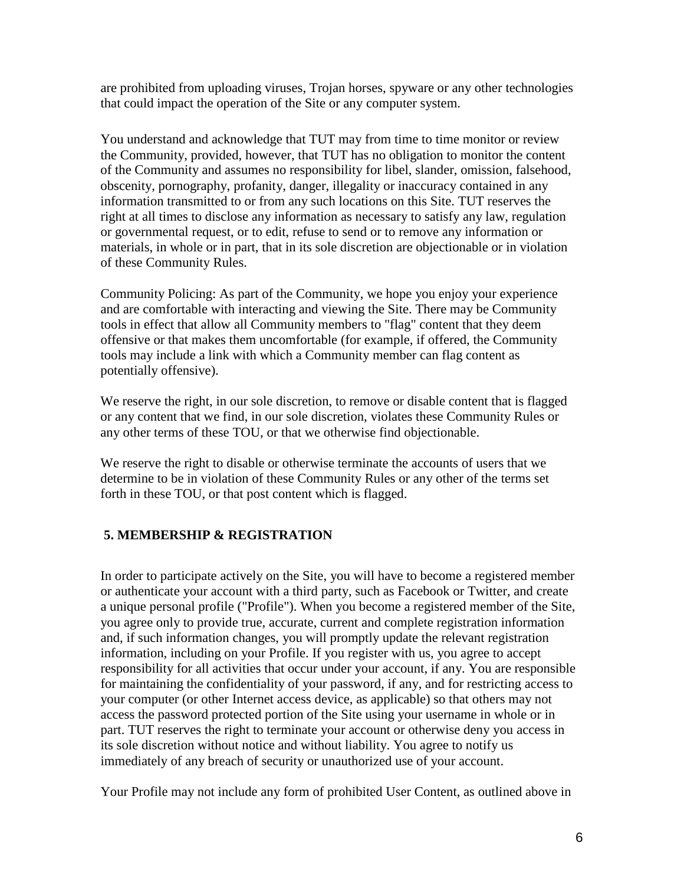are prohibited from uploading viruses, Trojan horses, spyware or any other technologies that could impact the operation of the Site or any computer system.

You understand and acknowledge that TUT may from time to time monitor or review the Community, provided, however, that TUT has no obligation to monitor the content of the Community and assumes no responsibility for libel, slander, omission, falsehood, obscenity, pornography, profanity, danger, illegality or inaccuracy contained in any information transmitted to or from any such locations on this Site. TUT reserves the right at all times to disclose any information as necessary to satisfy any law, regulation or governmental request, or to edit, refuse to send or to remove any information or materials, in whole or in part, that in its sole discretion are objectionable or in violation of these Community Rules.

Community Policing: As part of the Community, we hope you enjoy your experience and are comfortable with interacting and viewing the Site. There may be Community tools in effect that allow all Community members to "flag" content that they deem offensive or that makes them uncomfortable (for example, if offered, the Community tools may include a link with which a Community member can flag content as potentially offensive).

We reserve the right, in our sole discretion, to remove or disable content that is flagged or any content that we find, in our sole discretion, violates these Community Rules or any other terms of these TOU, or that we otherwise find objectionable.

We reserve the right to disable or otherwise terminate the accounts of users that we determine to be in violation of these Community Rules or any other of the terms set forth in these TOU, or that post content which is flagged.

## 5. MEMBERSHIP & REGISTRATION

In order to participate actively on the Site, you will have to become a registered member or authenticate your account with a third party, such as Facebook or Twitter, and create a unique personal profile ("Profile"). When you become a registered member of the Site, you agree only to provide true, accurate, current and complete registration information and, if such information changes, you will promptly update the relevant registration information, including on your Profile. If you register with us, you agree to accept responsibility for all activities that occur under your account, if any. You are responsible for maintaining the confidentiality of your password, if any, and for restricting access to your computer (or other Internet access device, as applicable) so that others may not access the password protected portion of the Site using your username in whole or in part. TUT reserves the right to terminate your account or otherwise deny you access in its sole discretion without notice and without liability. You agree to notify us immediately of any breach of security or unauthorized use of your account.

Your Profile may not include any form of prohibited User Content, as outlined above in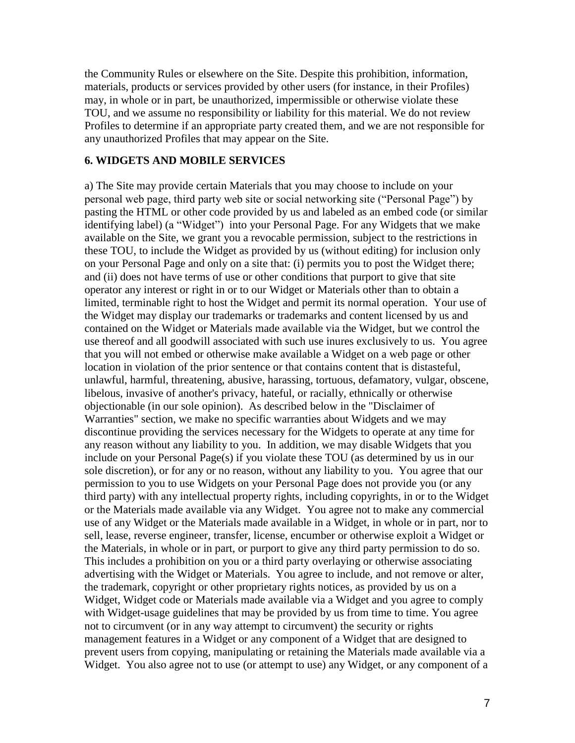the Community Rules or elsewhere on the Site. Despite this prohibition, information, materials, products or services provided by other users (for instance, in their Profiles) may, in whole or in part, be unauthorized, impermissible or otherwise violate these TOU, and we assume no responsibility or liability for this material. We do not review Profiles to determine if an appropriate party created them, and we are not responsible for any unauthorized Profiles that may appear on the Site.

## 6. WIDGETS AND MOBILE SERVICES

a) The Site may provide certain Materials that you may choose to include on your personal web page, third party web site or social networking site ("Personal Page") by pasting the HTML or other code provided by us and labeled as an embed code (or similar identifying label) (a "Widget") into your Personal Page. For any Widgets that we make available on the Site, we grant you a revocable permission, subject to the restrictions in these TOU, to include the Widget as provided by us (without editing) for inclusion only on your Personal Page and only on a site that: (i) permits you to post the Widget there; and (ii) does not have terms of use or other conditions that purport to give that site operator any interest or right in or to our Widget or Materials other than to obtain a limited, terminable right to host the Widget and permit its normal operation. Your use of the Widget may display our trademarks or trademarks and content licensed by us and contained on the Widget or Materials made available via the Widget, but we control the use thereof and all goodwill associated with such use inures exclusively to us. You agree that you will not embed or otherwise make available a Widget on a web page or other location in violation of the prior sentence or that contains content that is distasteful, unlawful, harmful, threatening, abusive, harassing, tortuous, defamatory, vulgar, obscene, libelous, invasive of another's privacy, hateful, or racially, ethnically or otherwise objectionable (in our sole opinion). As described below in the "Disclaimer of Warranties" section, we make no specific warranties about Widgets and we may discontinue providing the services necessary for the Widgets to operate at any time for any reason without any liability to you. In addition, we may disable Widgets that you include on your Personal Page(s) if you violate these TOU (as determined by us in our sole discretion), or for any or no reason, without any liability to you. You agree that our permission to you to use Widgets on your Personal Page does not provide you (or any third party) with any intellectual property rights, including copyrights, in or to the Widget or the Materials made available via any Widget. You agree not to make any commercial use of any Widget or the Materials made available in a Widget, in whole or in part, nor to sell, lease, reverse engineer, transfer, license, encumber or otherwise exploit a Widget or the Materials, in whole or in part, or purport to give any third party permission to do so. This includes a prohibition on you or a third party overlaying or otherwise associating advertising with the Widget or Materials. You agree to include, and not remove or alter, the trademark, copyright or other proprietary rights notices, as provided by us on a Widget, Widget code or Materials made available via a Widget and you agree to comply with Widget-usage guidelines that may be provided by us from time to time. You agree not to circumvent (or in any way attempt to circumvent) the security or rights management features in a Widget or any component of a Widget that are designed to prevent users from copying, manipulating or retaining the Materials made available via a Widget. You also agree not to use (or attempt to use) any Widget, or any component of a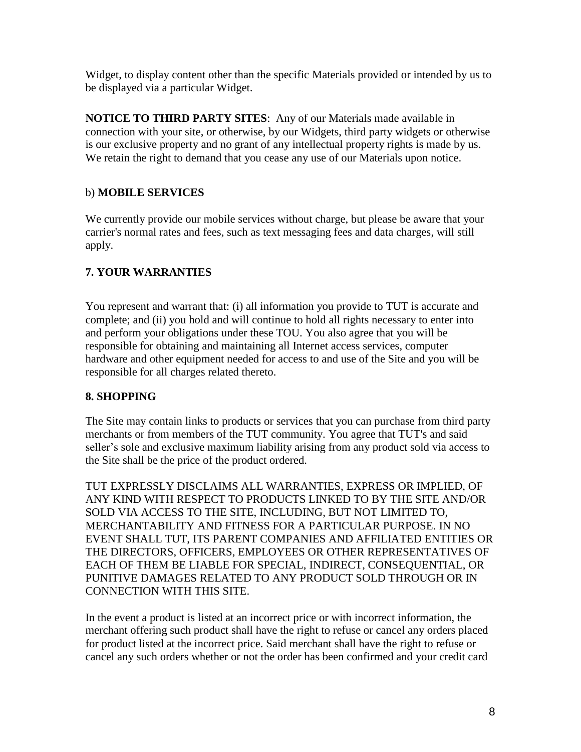Widget, to display content other than the specific Materials provided or intended by us to be displayed via a particular Widget.

**NOTICE TO THIRD PARTY SITES**: Any of our Materials made available in connection with your site, or otherwise, by our Widgets, third party widgets or otherwise is our exclusive property and no grant of any intellectual property rights is made by us. We retain the right to demand that you cease any use of our Materials upon notice.

b) **MOBILE SERVICES**

We currently provide our mobile services without charge, but please be aware that your carrier's normal rates and fees, such as text messaging fees and data charges, will still apply.

## 7. YOUR WARRANTIES

You represent and warrant that: (i) all information you provide to TUT is accurate and complete; and (ii) you hold and will continue to hold all rights necessary to enter into and perform your obligations under these TOU. You also agree that you will be responsible for obtaining and maintaining all Internet access services, computer hardware and other equipment needed for access to and use of the Site and you will be responsible for all charges related thereto.

## 8. SHOPPING

The Site may contain links to products or services that you can purchase from third party merchants or from members of the TUT community. You agree that TUT's and said seller's sole and exclusive maximum liability arising from any product sold via access to the Site shall be the price of the product ordered.

TUT EXPRESSLY DISCLAIMS ALL WARRANTIES, EXPRESS OR IMPLIED, OF ANY KIND WITH RESPECT TO PRODUCTS LINKED TO BY THE SITE AND/OR SOLD VIA ACCESS TO THE SITE, INCLUDING, BUT NOT LIMITED TO, MERCHANTABILITY AND FITNESS FOR A PARTICULAR PURPOSE. IN NO EVENT SHALL TUT, ITS PARENT COMPANIES AND AFFILIATED ENTITIES OR THE DIRECTORS, OFFICERS, EMPLOYEES OR OTHER REPRESENTATIVES OF EACH OF THEM BE LIABLE FOR SPECIAL, INDIRECT, CONSEQUENTIAL, OR PUNITIVE DAMAGES RELATED TO ANY PRODUCT SOLD THROUGH OR IN CONNECTION WITH THIS SITE.

In the event a product is listed at an incorrect price or with incorrect information, the merchant offering such product shall have the right to refuse or cancel any orders placed for product listed at the incorrect price. Said merchant shall have the right to refuse or cancel any such orders whether or not the order has been confirmed and your credit card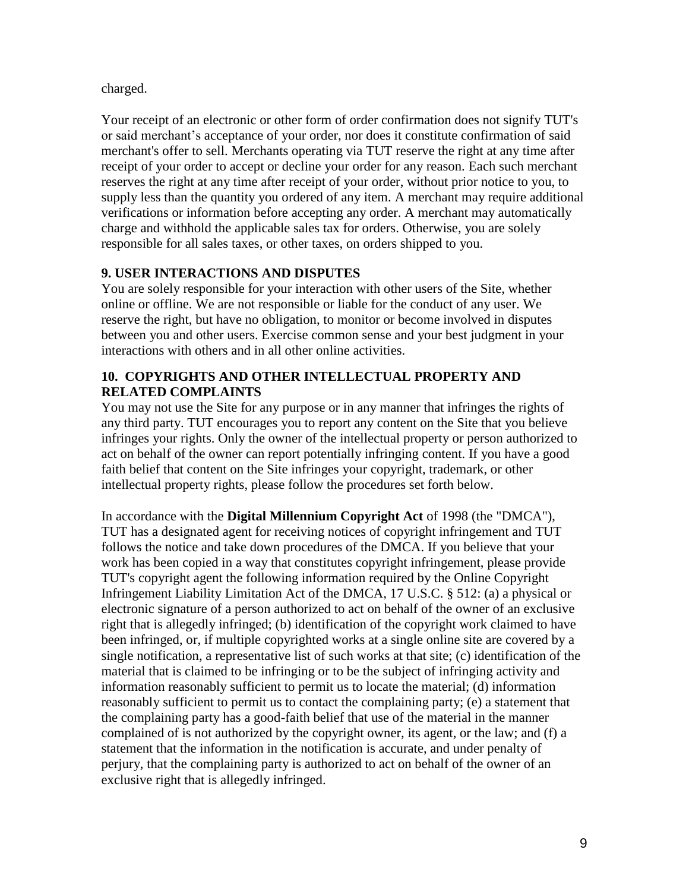charged.

Your receipt of an electronic or other form of order confirmation does not signify TUT's or said merchant's acceptance of your order, nor does it constitute confirmation of said merchant's offer to sell. Merchants operating via TUT reserve the right at any time after receipt of your order to accept or decline your order for any reason. Each such merchant reserves the right at any time after receipt of your order, without prior notice to you, to supply less than the quantity you ordered of any item. A merchant may require additional verifications or information before accepting any order. A merchant may automatically charge and withhold the applicable sales tax for orders. Otherwise, you are solely responsible for all sales taxes, or other taxes, on orders shipped to you.

## 9. USER INTERACTIONS AND DISPUTES

You are solely responsible for your interaction with other users of the Site, whether online or offline. We are not responsible or liable for the conduct of any user. We reserve the right, but have no obligation, to monitor or become involved in disputes between you and other users. Exercise common sense and your best judgment in your interactions with others and in all other online activities.

## 10. COPYRIGHTS AND OTHER INTELLECTUAL PROPERTY AND RELATED COMPLAINTS

You may not use the Site for any purpose or in any manner that infringes the rights of any third party. TUT encourages you to report any content on the Site that you believe infringes your rights. Only the owner of the intellectual property or person authorized to act on behalf of the owner can report potentially infringing content. If you have a good faith belief that content on the Site infringes your copyright, trademark, or other intellectual property rights, please follow the procedures set forth below.

In accordance with the **Digital Millennium Copyright Act** of 1998 (the "DMCA"), TUT has a designated agent for receiving notices of copyright infringement and TUT follows the notice and take down procedures of the DMCA. If you believe that your work has been copied in a way that constitutes copyright infringement, please provide TUT's copyright agent the following information required by the Online Copyright Infringement Liability Limitation Act of the DMCA, 17 U.S.C. § 512: (a) a physical or electronic signature of a person authorized to act on behalf of the owner of an exclusive right that is allegedly infringed; (b) identification of the copyright work claimed to have been infringed, or, if multiple copyrighted works at a single online site are covered by a single notification, a representative list of such works at that site; (c) identification of the material that is claimed to be infringing or to be the subject of infringing activity and information reasonably sufficient to permit us to locate the material; (d) information reasonably sufficient to permit us to contact the complaining party; (e) a statement that the complaining party has a good-faith belief that use of the material in the manner complained of is not authorized by the copyright owner, its agent, or the law; and (f) a statement that the information in the notification is accurate, and under penalty of perjury, that the complaining party is authorized to act on behalf of the owner of an exclusive right that is allegedly infringed.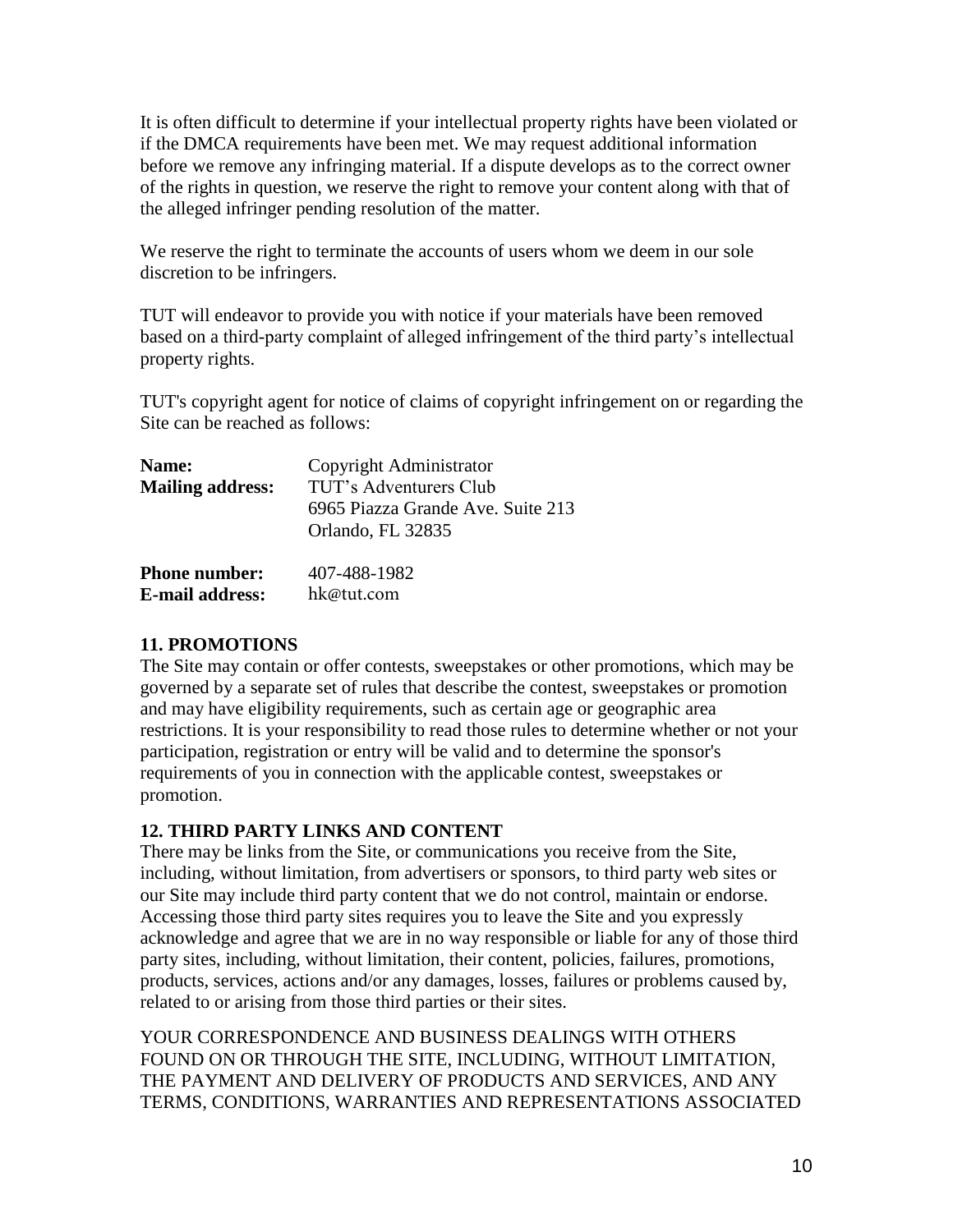It is often difficult to determine if your intellectual property rights have been violated or if the DMCA requirements have been met. We may request additional information before we remove any infringing material. If a dispute develops as to the correct owner of the rights in question, we reserve the right to remove your content along with that of the alleged infringer pending resolution of the matter.

We reserve the right to terminate the accounts of users whom we deem in our sole discretion to be infringers.

TUT will endeavor to provide you with notice if your materials have been removed based on a third-party complaint of alleged infringement of the third party's intellectual property rights.

TUT's copyright agent for notice of claims of copyright infringement on or regarding the Site can be reached as follows:

**Name:** Copyright Administrator
**Mailing address:** TUT's Adventurers Club
6965 Piazza Grande Ave. Suite 213
Orlando, FL 32835

**Phone number:** 407-488-1982
**E-mail address:** hk@tut.com

### 11. PROMOTIONS

The Site may contain or offer contests, sweepstakes or other promotions, which may be governed by a separate set of rules that describe the contest, sweepstakes or promotion and may have eligibility requirements, such as certain age or geographic area restrictions. It is your responsibility to read those rules to determine whether or not your participation, registration or entry will be valid and to determine the sponsor's requirements of you in connection with the applicable contest, sweepstakes or promotion.

### 12. THIRD PARTY LINKS AND CONTENT

There may be links from the Site, or communications you receive from the Site, including, without limitation, from advertisers or sponsors, to third party web sites or our Site may include third party content that we do not control, maintain or endorse. Accessing those third party sites requires you to leave the Site and you expressly acknowledge and agree that we are in no way responsible or liable for any of those third party sites, including, without limitation, their content, policies, failures, promotions, products, services, actions and/or any damages, losses, failures or problems caused by, related to or arising from those third parties or their sites.

YOUR CORRESPONDENCE AND BUSINESS DEALINGS WITH OTHERS FOUND ON OR THROUGH THE SITE, INCLUDING, WITHOUT LIMITATION, THE PAYMENT AND DELIVERY OF PRODUCTS AND SERVICES, AND ANY TERMS, CONDITIONS, WARRANTIES AND REPRESENTATIONS ASSOCIATED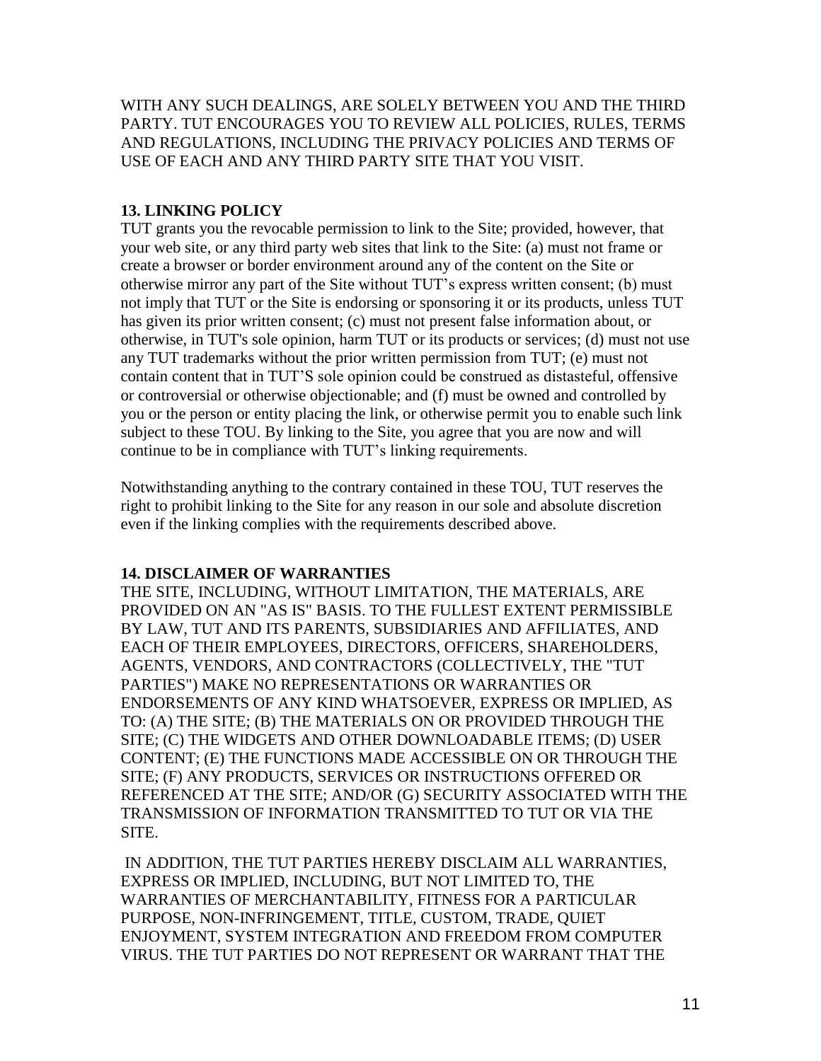WITH ANY SUCH DEALINGS, ARE SOLELY BETWEEN YOU AND THE THIRD PARTY. TUT ENCOURAGES YOU TO REVIEW ALL POLICIES, RULES, TERMS AND REGULATIONS, INCLUDING THE PRIVACY POLICIES AND TERMS OF USE OF EACH AND ANY THIRD PARTY SITE THAT YOU VISIT.

**13. LINKING POLICY**

TUT grants you the revocable permission to link to the Site; provided, however, that your web site, or any third party web sites that link to the Site: (a) must not frame or create a browser or border environment around any of the content on the Site or otherwise mirror any part of the Site without TUT's express written consent; (b) must not imply that TUT or the Site is endorsing or sponsoring it or its products, unless TUT has given its prior written consent; (c) must not present false information about, or otherwise, in TUT's sole opinion, harm TUT or its products or services; (d) must not use any TUT trademarks without the prior written permission from TUT; (e) must not contain content that in TUT'S sole opinion could be construed as distasteful, offensive or controversial or otherwise objectionable; and (f) must be owned and controlled by you or the person or entity placing the link, or otherwise permit you to enable such link subject to these TOU. By linking to the Site, you agree that you are now and will continue to be in compliance with TUT's linking requirements.

Notwithstanding anything to the contrary contained in these TOU, TUT reserves the right to prohibit linking to the Site for any reason in our sole and absolute discretion even if the linking complies with the requirements described above.

**14. DISCLAIMER OF WARRANTIES**

THE SITE, INCLUDING, WITHOUT LIMITATION, THE MATERIALS, ARE PROVIDED ON AN "AS IS" BASIS. TO THE FULLEST EXTENT PERMISSIBLE BY LAW, TUT AND ITS PARENTS, SUBSIDIARIES AND AFFILIATES, AND EACH OF THEIR EMPLOYEES, DIRECTORS, OFFICERS, SHAREHOLDERS, AGENTS, VENDORS, AND CONTRACTORS (COLLECTIVELY, THE "TUT PARTIES") MAKE NO REPRESENTATIONS OR WARRANTIES OR ENDORSEMENTS OF ANY KIND WHATSOEVER, EXPRESS OR IMPLIED, AS TO: (A) THE SITE; (B) THE MATERIALS ON OR PROVIDED THROUGH THE SITE; (C) THE WIDGETS AND OTHER DOWNLOADABLE ITEMS; (D) USER CONTENT; (E) THE FUNCTIONS MADE ACCESSIBLE ON OR THROUGH THE SITE; (F) ANY PRODUCTS, SERVICES OR INSTRUCTIONS OFFERED OR REFERENCED AT THE SITE; AND/OR (G) SECURITY ASSOCIATED WITH THE TRANSMISSION OF INFORMATION TRANSMITTED TO TUT OR VIA THE SITE.

IN ADDITION, THE TUT PARTIES HEREBY DISCLAIM ALL WARRANTIES, EXPRESS OR IMPLIED, INCLUDING, BUT NOT LIMITED TO, THE WARRANTIES OF MERCHANTABILITY, FITNESS FOR A PARTICULAR PURPOSE, NON-INFRINGEMENT, TITLE, CUSTOM, TRADE, QUIET ENJOYMENT, SYSTEM INTEGRATION AND FREEDOM FROM COMPUTER VIRUS. THE TUT PARTIES DO NOT REPRESENT OR WARRANT THAT THE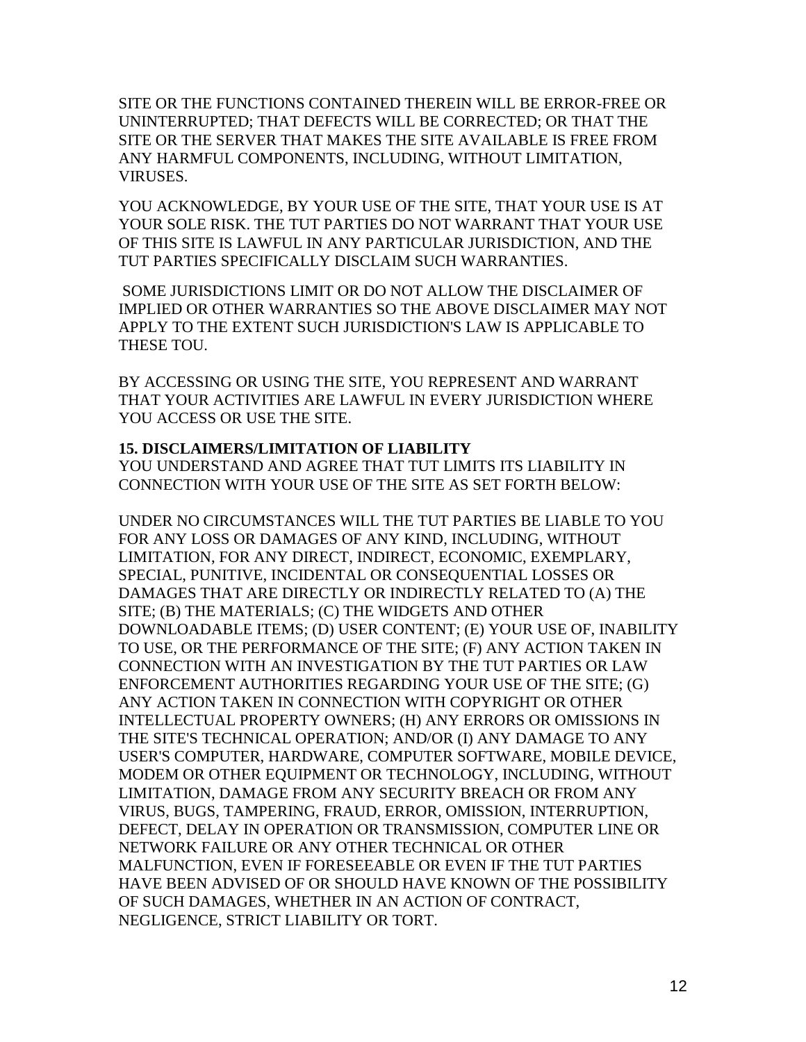SITE OR THE FUNCTIONS CONTAINED THEREIN WILL BE ERROR-FREE OR UNINTERRUPTED; THAT DEFECTS WILL BE CORRECTED; OR THAT THE SITE OR THE SERVER THAT MAKES THE SITE AVAILABLE IS FREE FROM ANY HARMFUL COMPONENTS, INCLUDING, WITHOUT LIMITATION, VIRUSES.

YOU ACKNOWLEDGE, BY YOUR USE OF THE SITE, THAT YOUR USE IS AT YOUR SOLE RISK. THE TUT PARTIES DO NOT WARRANT THAT YOUR USE OF THIS SITE IS LAWFUL IN ANY PARTICULAR JURISDICTION, AND THE TUT PARTIES SPECIFICALLY DISCLAIM SUCH WARRANTIES.

SOME JURISDICTIONS LIMIT OR DO NOT ALLOW THE DISCLAIMER OF IMPLIED OR OTHER WARRANTIES SO THE ABOVE DISCLAIMER MAY NOT APPLY TO THE EXTENT SUCH JURISDICTION'S LAW IS APPLICABLE TO THESE TOU.

BY ACCESSING OR USING THE SITE, YOU REPRESENT AND WARRANT THAT YOUR ACTIVITIES ARE LAWFUL IN EVERY JURISDICTION WHERE YOU ACCESS OR USE THE SITE.

**15. DISCLAIMERS/LIMITATION OF LIABILITY**

YOU UNDERSTAND AND AGREE THAT TUT LIMITS ITS LIABILITY IN CONNECTION WITH YOUR USE OF THE SITE AS SET FORTH BELOW:

UNDER NO CIRCUMSTANCES WILL THE TUT PARTIES BE LIABLE TO YOU FOR ANY LOSS OR DAMAGES OF ANY KIND, INCLUDING, WITHOUT LIMITATION, FOR ANY DIRECT, INDIRECT, ECONOMIC, EXEMPLARY, SPECIAL, PUNITIVE, INCIDENTAL OR CONSEQUENTIAL LOSSES OR DAMAGES THAT ARE DIRECTLY OR INDIRECTLY RELATED TO (A) THE SITE; (B) THE MATERIALS; (C) THE WIDGETS AND OTHER DOWNLOADABLE ITEMS; (D) USER CONTENT; (E) YOUR USE OF, INABILITY TO USE, OR THE PERFORMANCE OF THE SITE; (F) ANY ACTION TAKEN IN CONNECTION WITH AN INVESTIGATION BY THE TUT PARTIES OR LAW ENFORCEMENT AUTHORITIES REGARDING YOUR USE OF THE SITE; (G) ANY ACTION TAKEN IN CONNECTION WITH COPYRIGHT OR OTHER INTELLECTUAL PROPERTY OWNERS; (H) ANY ERRORS OR OMISSIONS IN THE SITE'S TECHNICAL OPERATION; AND/OR (I) ANY DAMAGE TO ANY USER'S COMPUTER, HARDWARE, COMPUTER SOFTWARE, MOBILE DEVICE, MODEM OR OTHER EQUIPMENT OR TECHNOLOGY, INCLUDING, WITHOUT LIMITATION, DAMAGE FROM ANY SECURITY BREACH OR FROM ANY VIRUS, BUGS, TAMPERING, FRAUD, ERROR, OMISSION, INTERRUPTION, DEFECT, DELAY IN OPERATION OR TRANSMISSION, COMPUTER LINE OR NETWORK FAILURE OR ANY OTHER TECHNICAL OR OTHER MALFUNCTION, EVEN IF FORESEEABLE OR EVEN IF THE TUT PARTIES HAVE BEEN ADVISED OF OR SHOULD HAVE KNOWN OF THE POSSIBILITY OF SUCH DAMAGES, WHETHER IN AN ACTION OF CONTRACT, NEGLIGENCE, STRICT LIABILITY OR TORT.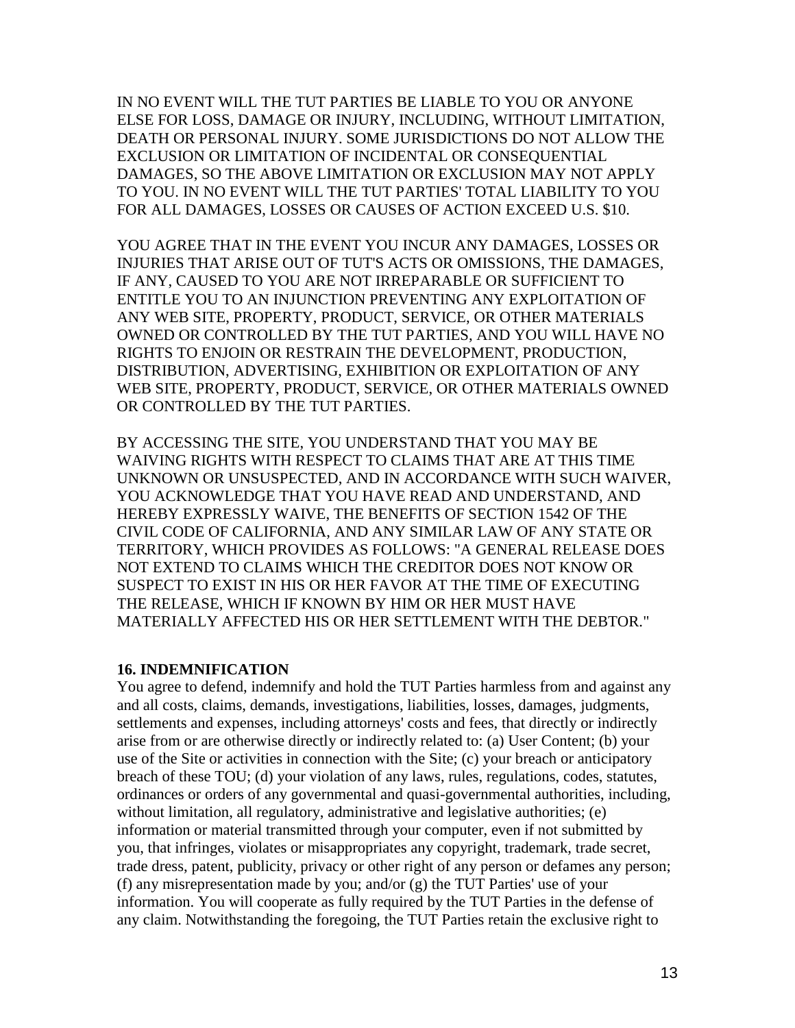IN NO EVENT WILL THE TUT PARTIES BE LIABLE TO YOU OR ANYONE ELSE FOR LOSS, DAMAGE OR INJURY, INCLUDING, WITHOUT LIMITATION, DEATH OR PERSONAL INJURY. SOME JURISDICTIONS DO NOT ALLOW THE EXCLUSION OR LIMITATION OF INCIDENTAL OR CONSEQUENTIAL DAMAGES, SO THE ABOVE LIMITATION OR EXCLUSION MAY NOT APPLY TO YOU. IN NO EVENT WILL THE TUT PARTIES' TOTAL LIABILITY TO YOU FOR ALL DAMAGES, LOSSES OR CAUSES OF ACTION EXCEED U.S. $10.

YOU AGREE THAT IN THE EVENT YOU INCUR ANY DAMAGES, LOSSES OR INJURIES THAT ARISE OUT OF TUT'S ACTS OR OMISSIONS, THE DAMAGES, IF ANY, CAUSED TO YOU ARE NOT IRREPARABLE OR SUFFICIENT TO ENTITLE YOU TO AN INJUNCTION PREVENTING ANY EXPLOITATION OF ANY WEB SITE, PROPERTY, PRODUCT, SERVICE, OR OTHER MATERIALS OWNED OR CONTROLLED BY THE TUT PARTIES, AND YOU WILL HAVE NO RIGHTS TO ENJOIN OR RESTRAIN THE DEVELOPMENT, PRODUCTION, DISTRIBUTION, ADVERTISING, EXHIBITION OR EXPLOITATION OF ANY WEB SITE, PROPERTY, PRODUCT, SERVICE, OR OTHER MATERIALS OWNED OR CONTROLLED BY THE TUT PARTIES.

BY ACCESSING THE SITE, YOU UNDERSTAND THAT YOU MAY BE WAIVING RIGHTS WITH RESPECT TO CLAIMS THAT ARE AT THIS TIME UNKNOWN OR UNSUSPECTED, AND IN ACCORDANCE WITH SUCH WAIVER, YOU ACKNOWLEDGE THAT YOU HAVE READ AND UNDERSTAND, AND HEREBY EXPRESSLY WAIVE, THE BENEFITS OF SECTION 1542 OF THE CIVIL CODE OF CALIFORNIA, AND ANY SIMILAR LAW OF ANY STATE OR TERRITORY, WHICH PROVIDES AS FOLLOWS: "A GENERAL RELEASE DOES NOT EXTEND TO CLAIMS WHICH THE CREDITOR DOES NOT KNOW OR SUSPECT TO EXIST IN HIS OR HER FAVOR AT THE TIME OF EXECUTING THE RELEASE, WHICH IF KNOWN BY HIM OR HER MUST HAVE MATERIALLY AFFECTED HIS OR HER SETTLEMENT WITH THE DEBTOR."

**16. INDEMNIFICATION**

You agree to defend, indemnify and hold the TUT Parties harmless from and against any and all costs, claims, demands, investigations, liabilities, losses, damages, judgments, settlements and expenses, including attorneys' costs and fees, that directly or indirectly arise from or are otherwise directly or indirectly related to: (a) User Content; (b) your use of the Site or activities in connection with the Site; (c) your breach or anticipatory breach of these TOU; (d) your violation of any laws, rules, regulations, codes, statutes, ordinances or orders of any governmental and quasi-governmental authorities, including, without limitation, all regulatory, administrative and legislative authorities; (e) information or material transmitted through your computer, even if not submitted by you, that infringes, violates or misappropriates any copyright, trademark, trade secret, trade dress, patent, publicity, privacy or other right of any person or defames any person; (f) any misrepresentation made by you; and/or (g) the TUT Parties' use of your information. You will cooperate as fully required by the TUT Parties in the defense of any claim. Notwithstanding the foregoing, the TUT Parties retain the exclusive right to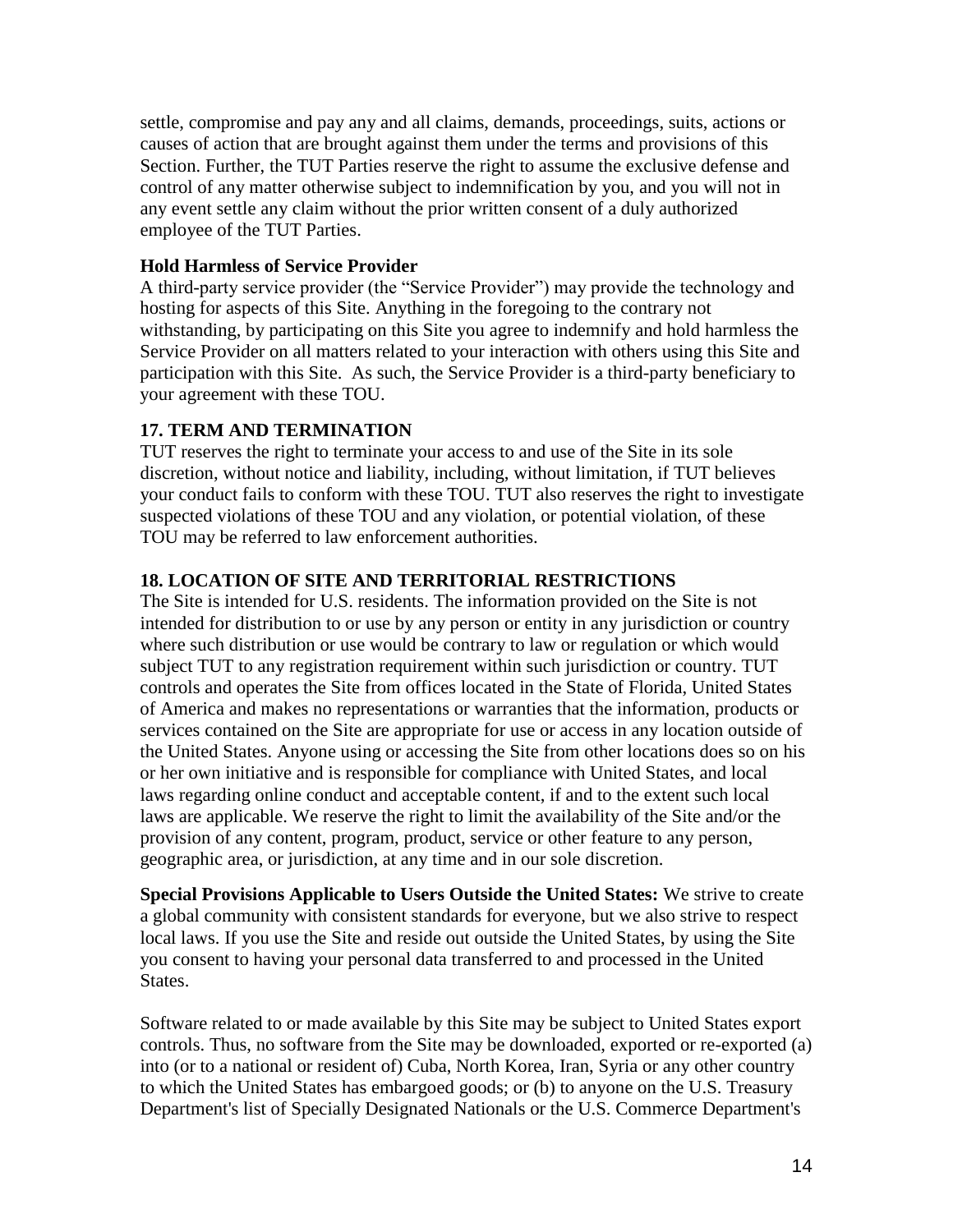settle, compromise and pay any and all claims, demands, proceedings, suits, actions or causes of action that are brought against them under the terms and provisions of this Section. Further, the TUT Parties reserve the right to assume the exclusive defense and control of any matter otherwise subject to indemnification by you, and you will not in any event settle any claim without the prior written consent of a duly authorized employee of the TUT Parties.

**Hold Harmless of Service Provider**

A third-party service provider (the "Service Provider") may provide the technology and hosting for aspects of this Site. Anything in the foregoing to the contrary not withstanding, by participating on this Site you agree to indemnify and hold harmless the Service Provider on all matters related to your interaction with others using this Site and participation with this Site. As such, the Service Provider is a third-party beneficiary to your agreement with these TOU.

## 17. TERM AND TERMINATION

TUT reserves the right to terminate your access to and use of the Site in its sole discretion, without notice and liability, including, without limitation, if TUT believes your conduct fails to conform with these TOU. TUT also reserves the right to investigate suspected violations of these TOU and any violation, or potential violation, of these TOU may be referred to law enforcement authorities.

## 18. LOCATION OF SITE AND TERRITORIAL RESTRICTIONS

The Site is intended for U.S. residents. The information provided on the Site is not intended for distribution to or use by any person or entity in any jurisdiction or country where such distribution or use would be contrary to law or regulation or which would subject TUT to any registration requirement within such jurisdiction or country. TUT controls and operates the Site from offices located in the State of Florida, United States of America and makes no representations or warranties that the information, products or services contained on the Site are appropriate for use or access in any location outside of the United States. Anyone using or accessing the Site from other locations does so on his or her own initiative and is responsible for compliance with United States, and local laws regarding online conduct and acceptable content, if and to the extent such local laws are applicable. We reserve the right to limit the availability of the Site and/or the provision of any content, program, product, service or other feature to any person, geographic area, or jurisdiction, at any time and in our sole discretion.

**Special Provisions Applicable to Users Outside the United States:** We strive to create a global community with consistent standards for everyone, but we also strive to respect local laws. If you use the Site and reside out outside the United States, by using the Site you consent to having your personal data transferred to and processed in the United States.

Software related to or made available by this Site may be subject to United States export controls. Thus, no software from the Site may be downloaded, exported or re-exported (a) into (or to a national or resident of) Cuba, North Korea, Iran, Syria or any other country to which the United States has embargoed goods; or (b) to anyone on the U.S. Treasury Department's list of Specially Designated Nationals or the U.S. Commerce Department's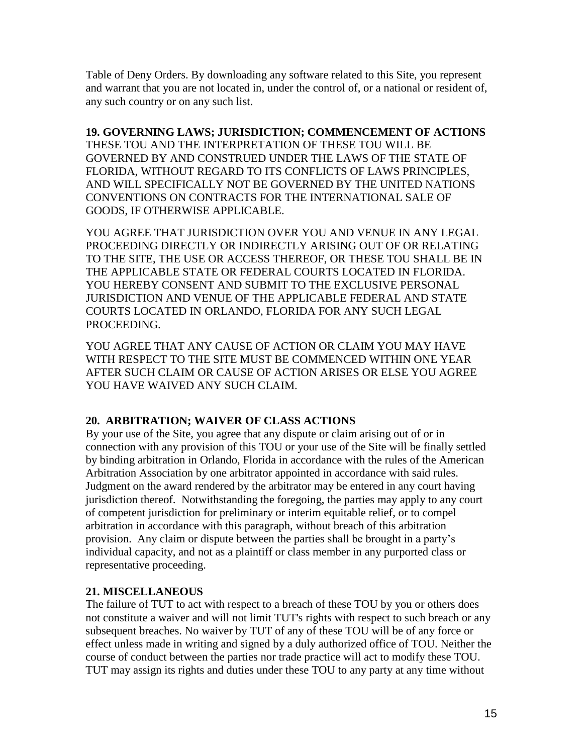Table of Deny Orders. By downloading any software related to this Site, you represent and warrant that you are not located in, under the control of, or a national or resident of, any such country or on any such list.

**19. GOVERNING LAWS; JURISDICTION; COMMENCEMENT OF ACTIONS**

THESE TOU AND THE INTERPRETATION OF THESE TOU WILL BE GOVERNED BY AND CONSTRUED UNDER THE LAWS OF THE STATE OF FLORIDA, WITHOUT REGARD TO ITS CONFLICTS OF LAWS PRINCIPLES, AND WILL SPECIFICALLY NOT BE GOVERNED BY THE UNITED NATIONS CONVENTIONS ON CONTRACTS FOR THE INTERNATIONAL SALE OF GOODS, IF OTHERWISE APPLICABLE.

YOU AGREE THAT JURISDICTION OVER YOU AND VENUE IN ANY LEGAL PROCEEDING DIRECTLY OR INDIRECTLY ARISING OUT OF OR RELATING TO THE SITE, THE USE OR ACCESS THEREOF, OR THESE TOU SHALL BE IN THE APPLICABLE STATE OR FEDERAL COURTS LOCATED IN FLORIDA. YOU HEREBY CONSENT AND SUBMIT TO THE EXCLUSIVE PERSONAL JURISDICTION AND VENUE OF THE APPLICABLE FEDERAL AND STATE COURTS LOCATED IN ORLANDO, FLORIDA FOR ANY SUCH LEGAL PROCEEDING.

YOU AGREE THAT ANY CAUSE OF ACTION OR CLAIM YOU MAY HAVE WITH RESPECT TO THE SITE MUST BE COMMENCED WITHIN ONE YEAR AFTER SUCH CLAIM OR CAUSE OF ACTION ARISES OR ELSE YOU AGREE YOU HAVE WAIVED ANY SUCH CLAIM.

**20. ARBITRATION; WAIVER OF CLASS ACTIONS**

By your use of the Site, you agree that any dispute or claim arising out of or in connection with any provision of this TOU or your use of the Site will be finally settled by binding arbitration in Orlando, Florida in accordance with the rules of the American Arbitration Association by one arbitrator appointed in accordance with said rules. Judgment on the award rendered by the arbitrator may be entered in any court having jurisdiction thereof. Notwithstanding the foregoing, the parties may apply to any court of competent jurisdiction for preliminary or interim equitable relief, or to compel arbitration in accordance with this paragraph, without breach of this arbitration provision. Any claim or dispute between the parties shall be brought in a party's individual capacity, and not as a plaintiff or class member in any purported class or representative proceeding.

**21. MISCELLANEOUS**

The failure of TUT to act with respect to a breach of these TOU by you or others does not constitute a waiver and will not limit TUT's rights with respect to such breach or any subsequent breaches. No waiver by TUT of any of these TOU will be of any force or effect unless made in writing and signed by a duly authorized office of TOU. Neither the course of conduct between the parties nor trade practice will act to modify these TOU. TUT may assign its rights and duties under these TOU to any party at any time without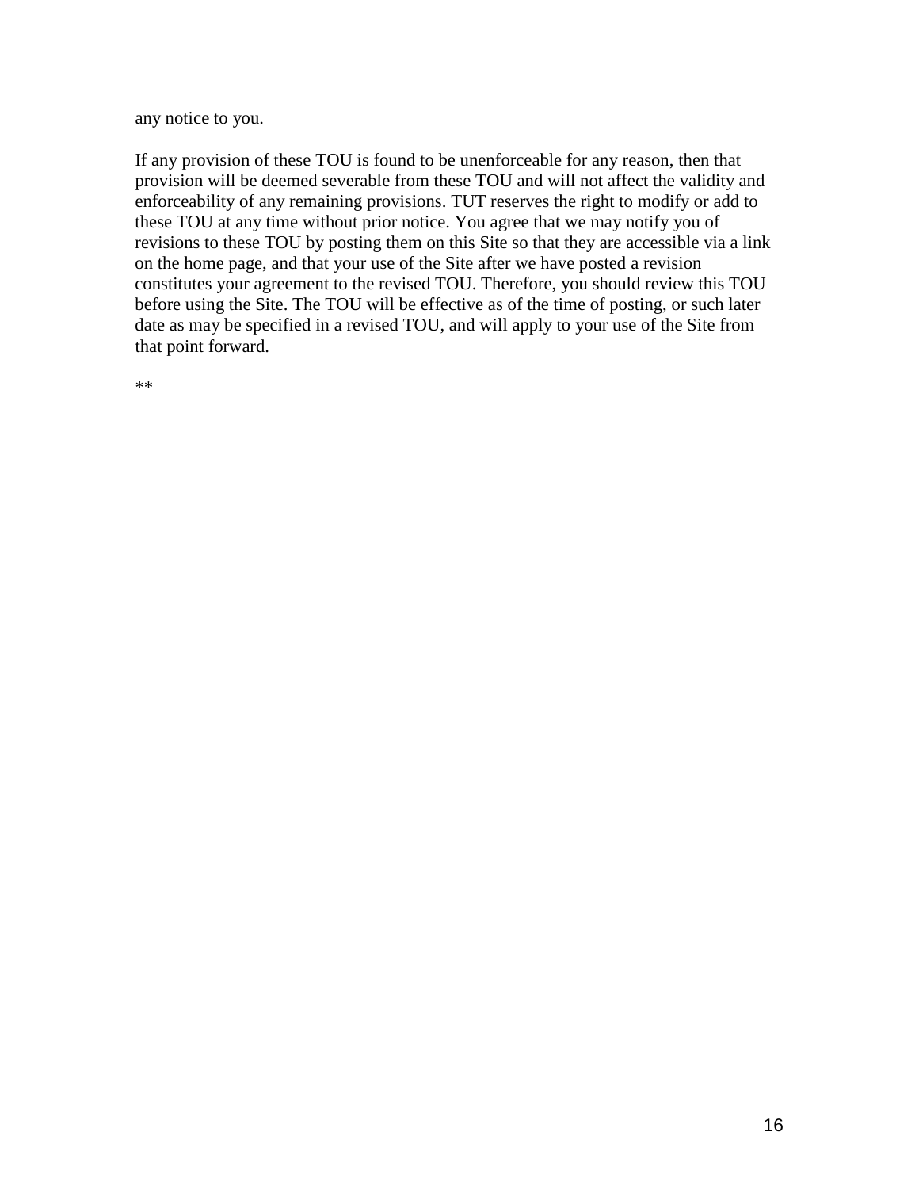any notice to you.

If any provision of these TOU is found to be unenforceable for any reason, then that provision will be deemed severable from these TOU and will not affect the validity and enforceability of any remaining provisions. TUT reserves the right to modify or add to these TOU at any time without prior notice. You agree that we may notify you of revisions to these TOU by posting them on this Site so that they are accessible via a link on the home page, and that your use of the Site after we have posted a revision constitutes your agreement to the revised TOU. Therefore, you should review this TOU before using the Site. The TOU will be effective as of the time of posting, or such later date as may be specified in a revised TOU, and will apply to your use of the Site from that point forward.

**